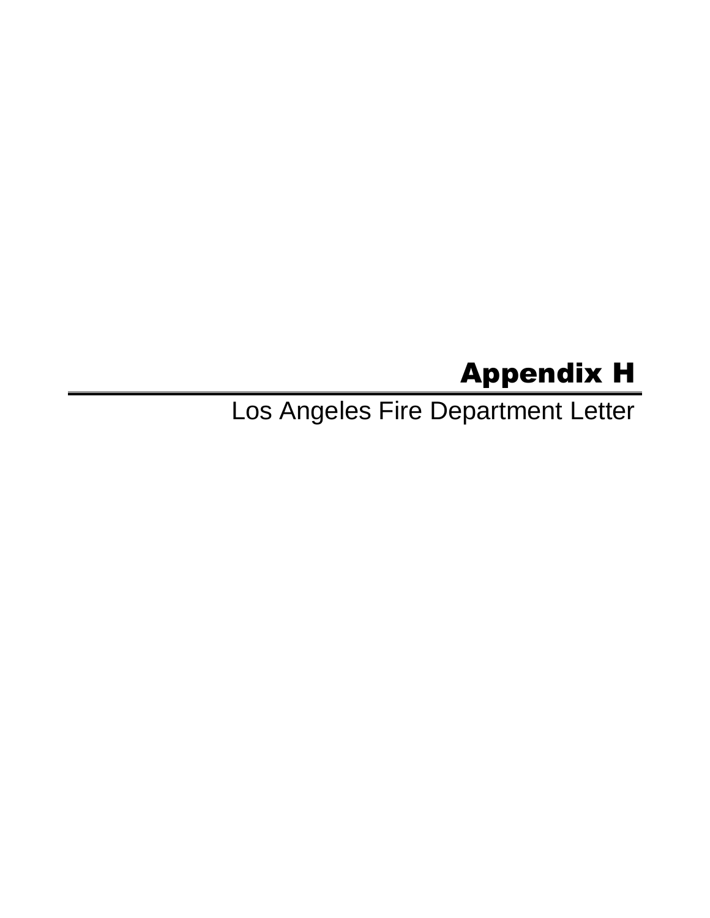# Appendix H

Los Angeles Fire Department Letter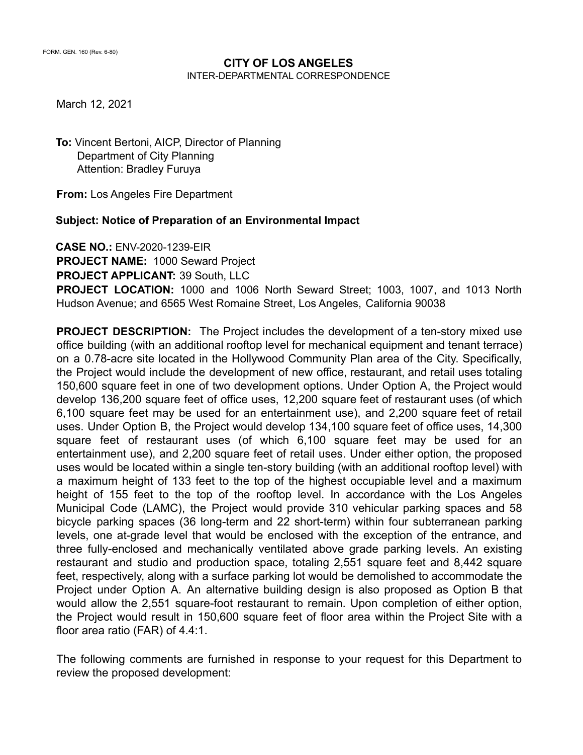FORM. GEN. 160 (Rev. 6-80)

**CITY OF LOS ANGELES**
INTER-DEPARTMENTAL CORRESPONDENCE

March 12, 2021

**To:** Vincent Bertoni, AICP, Director of Planning
Department of City Planning
Attention: Bradley Furuya

**From:** Los Angeles Fire Department

**Subject: Notice of Preparation of an Environmental Impact**

**CASE NO.:** ENV-2020-1239-EIR
**PROJECT NAME:** 1000 Seward Project
**PROJECT APPLICANT:** 39 South, LLC
**PROJECT LOCATION:** 1000 and 1006 North Seward Street; 1003, 1007, and 1013 North Hudson Avenue; and 6565 West Romaine Street, Los Angeles, California 90038

**PROJECT DESCRIPTION:** The Project includes the development of a ten-story mixed use office building (with an additional rooftop level for mechanical equipment and tenant terrace) on a 0.78-acre site located in the Hollywood Community Plan area of the City. Specifically, the Project would include the development of new office, restaurant, and retail uses totaling 150,600 square feet in one of two development options. Under Option A, the Project would develop 136,200 square feet of office uses, 12,200 square feet of restaurant uses (of which 6,100 square feet may be used for an entertainment use), and 2,200 square feet of retail uses. Under Option B, the Project would develop 134,100 square feet of office uses, 14,300 square feet of restaurant uses (of which 6,100 square feet may be used for an entertainment use), and 2,200 square feet of retail uses. Under either option, the proposed uses would be located within a single ten-story building (with an additional rooftop level) with a maximum height of 133 feet to the top of the highest occupiable level and a maximum height of 155 feet to the top of the rooftop level. In accordance with the Los Angeles Municipal Code (LAMC), the Project would provide 310 vehicular parking spaces and 58 bicycle parking spaces (36 long-term and 22 short-term) within four subterranean parking levels, one at-grade level that would be enclosed with the exception of the entrance, and three fully-enclosed and mechanically ventilated above grade parking levels. An existing restaurant and studio and production space, totaling 2,551 square feet and 8,442 square feet, respectively, along with a surface parking lot would be demolished to accommodate the Project under Option A. An alternative building design is also proposed as Option B that would allow the 2,551 square-foot restaurant to remain. Upon completion of either option, the Project would result in 150,600 square feet of floor area within the Project Site with a floor area ratio (FAR) of 4.4:1.

The following comments are furnished in response to your request for this Department to review the proposed development: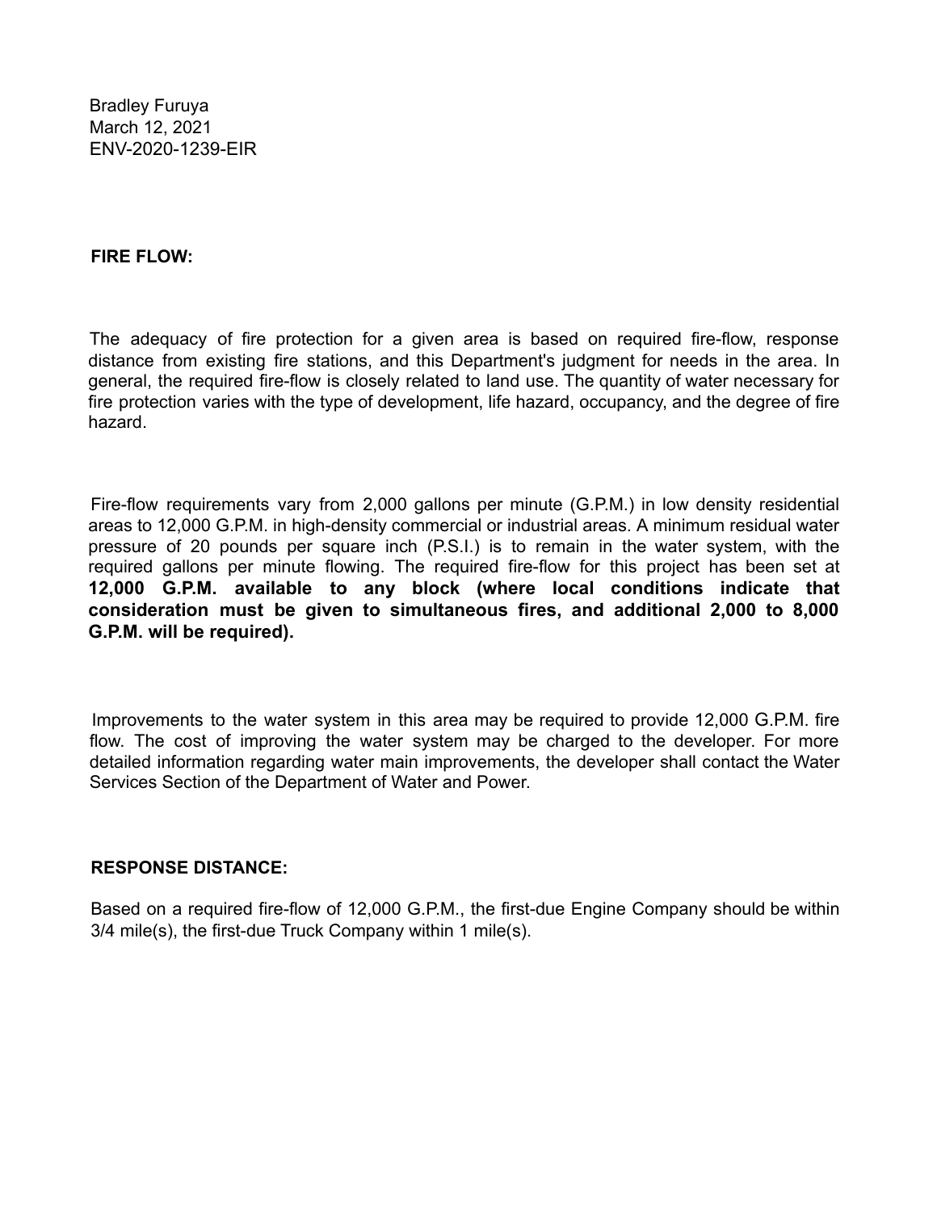Bradley Furuya
March 12, 2021
ENV-2020-1239-EIR

**FIRE FLOW:**

The adequacy of fire protection for a given area is based on required fire-flow, response distance from existing fire stations, and this Department's judgment for needs in the area. In general, the required fire-flow is closely related to land use. The quantity of water necessary for fire protection varies with the type of development, life hazard, occupancy, and the degree of fire hazard.

Fire-flow requirements vary from 2,000 gallons per minute (G.P.M.) in low density residential areas to 12,000 G.P.M. in high-density commercial or industrial areas. A minimum residual water pressure of 20 pounds per square inch (P.S.I.) is to remain in the water system, with the required gallons per minute flowing. The required fire-flow for this project has been set at **12,000 G.P.M. available to any block (where local conditions indicate that consideration must be given to simultaneous fires, and additional 2,000 to 8,000 G.P.M. will be required).**

Improvements to the water system in this area may be required to provide 12,000 G.P.M. fire flow. The cost of improving the water system may be charged to the developer. For more detailed information regarding water main improvements, the developer shall contact the Water Services Section of the Department of Water and Power.

**RESPONSE DISTANCE:**

Based on a required fire-flow of 12,000 G.P.M., the first-due Engine Company should be within 3/4 mile(s), the first-due Truck Company within 1 mile(s).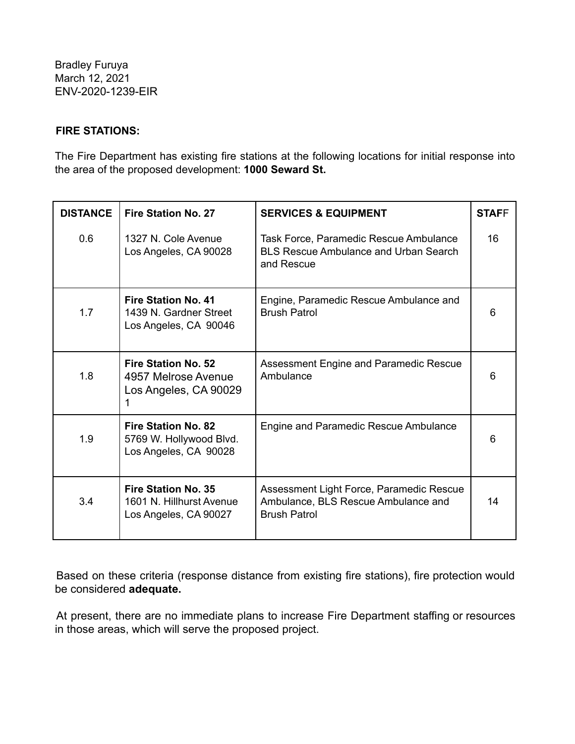Bradley Furuya
March 12, 2021
ENV-2020-1239-EIR

**FIRE STATIONS:**

The Fire Department has existing fire stations at the following locations for initial response into the area of the proposed development: **1000 Seward St.**

| **DISTANCE** | **Fire Station No. 27** | **SERVICES & EQUIPMENT** | **STAFF** |
|---|---|---|---|
| 0.6 | 1327 N. Cole Avenue<br>Los Angeles, CA 90028 | Task Force, Paramedic Rescue Ambulance BLS Rescue Ambulance and Urban Search and Rescue | 16 |
| 1.7 | **Fire Station No. 41**<br>1439 N. Gardner Street<br>Los Angeles, CA 90046 | Engine, Paramedic Rescue Ambulance and Brush Patrol | 6 |
| 1.8 | **Fire Station No. 52**<br>4957 Melrose Avenue<br>Los Angeles, CA 90029<br>1 | Assessment Engine and Paramedic Rescue Ambulance | 6 |
| 1.9 | **Fire Station No. 82**<br>5769 W. Hollywood Blvd.<br>Los Angeles, CA 90028 | Engine and Paramedic Rescue Ambulance | 6 |
| 3.4 | **Fire Station No. 35**<br>1601 N. Hillhurst Avenue<br>Los Angeles, CA 90027 | Assessment Light Force, Paramedic Rescue Ambulance, BLS Rescue Ambulance and Brush Patrol | 14 |

Based on these criteria (response distance from existing fire stations), fire protection would be considered **adequate.**

At present, there are no immediate plans to increase Fire Department staffing or resources in those areas, which will serve the proposed project.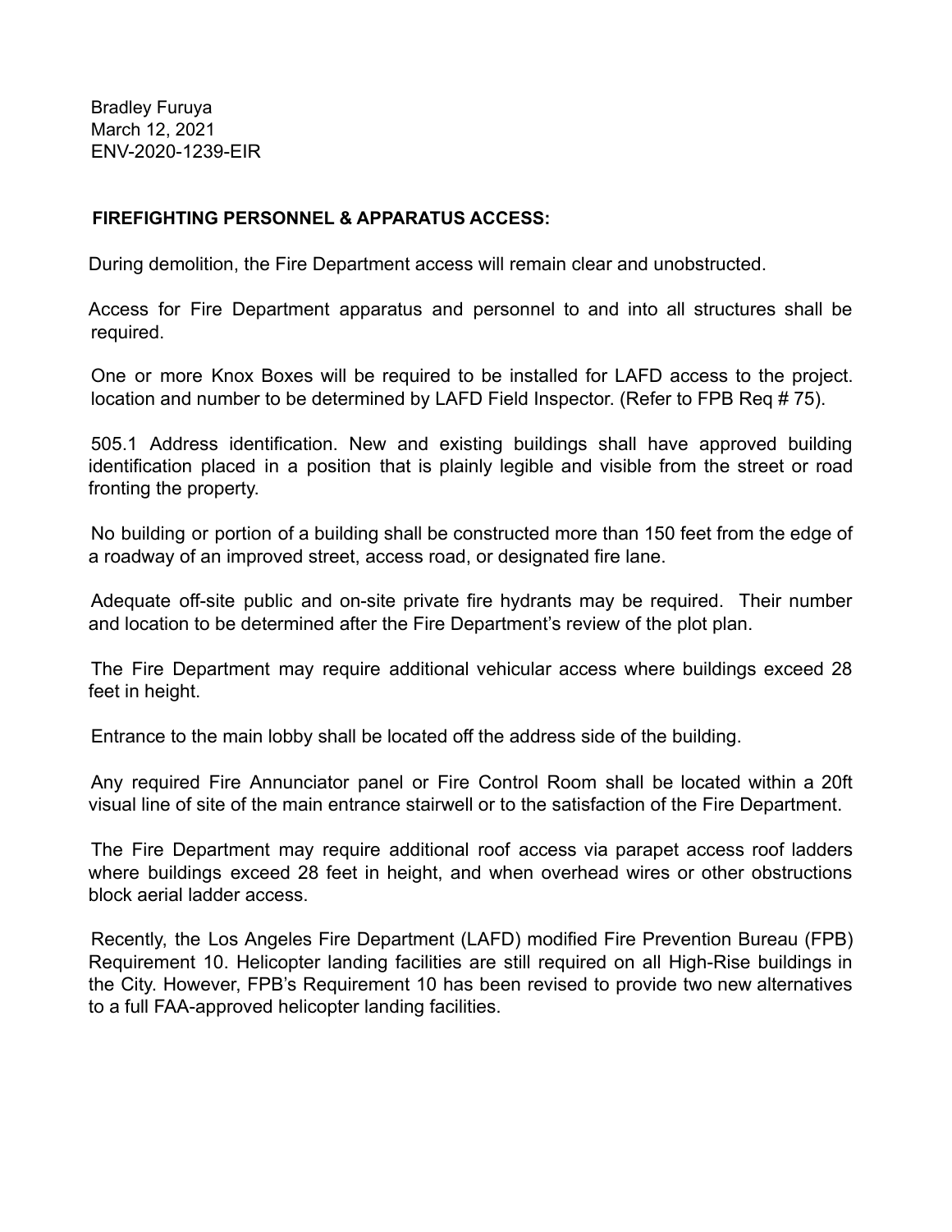Bradley Furuya
March 12, 2021
ENV-2020-1239-EIR

**FIREFIGHTING PERSONNEL & APPARATUS ACCESS:**

During demolition, the Fire Department access will remain clear and unobstructed.

Access for Fire Department apparatus and personnel to and into all structures shall be required.

One or more Knox Boxes will be required to be installed for LAFD access to the project. location and number to be determined by LAFD Field Inspector. (Refer to FPB Req # 75).

505.1 Address identification. New and existing buildings shall have approved building identification placed in a position that is plainly legible and visible from the street or road fronting the property.

No building or portion of a building shall be constructed more than 150 feet from the edge of a roadway of an improved street, access road, or designated fire lane.

Adequate off-site public and on-site private fire hydrants may be required. Their number and location to be determined after the Fire Department's review of the plot plan.

The Fire Department may require additional vehicular access where buildings exceed 28 feet in height.

Entrance to the main lobby shall be located off the address side of the building.

Any required Fire Annunciator panel or Fire Control Room shall be located within a 20ft visual line of site of the main entrance stairwell or to the satisfaction of the Fire Department.

The Fire Department may require additional roof access via parapet access roof ladders where buildings exceed 28 feet in height, and when overhead wires or other obstructions block aerial ladder access.

Recently, the Los Angeles Fire Department (LAFD) modified Fire Prevention Bureau (FPB) Requirement 10. Helicopter landing facilities are still required on all High-Rise buildings in the City. However, FPB's Requirement 10 has been revised to provide two new alternatives to a full FAA-approved helicopter landing facilities.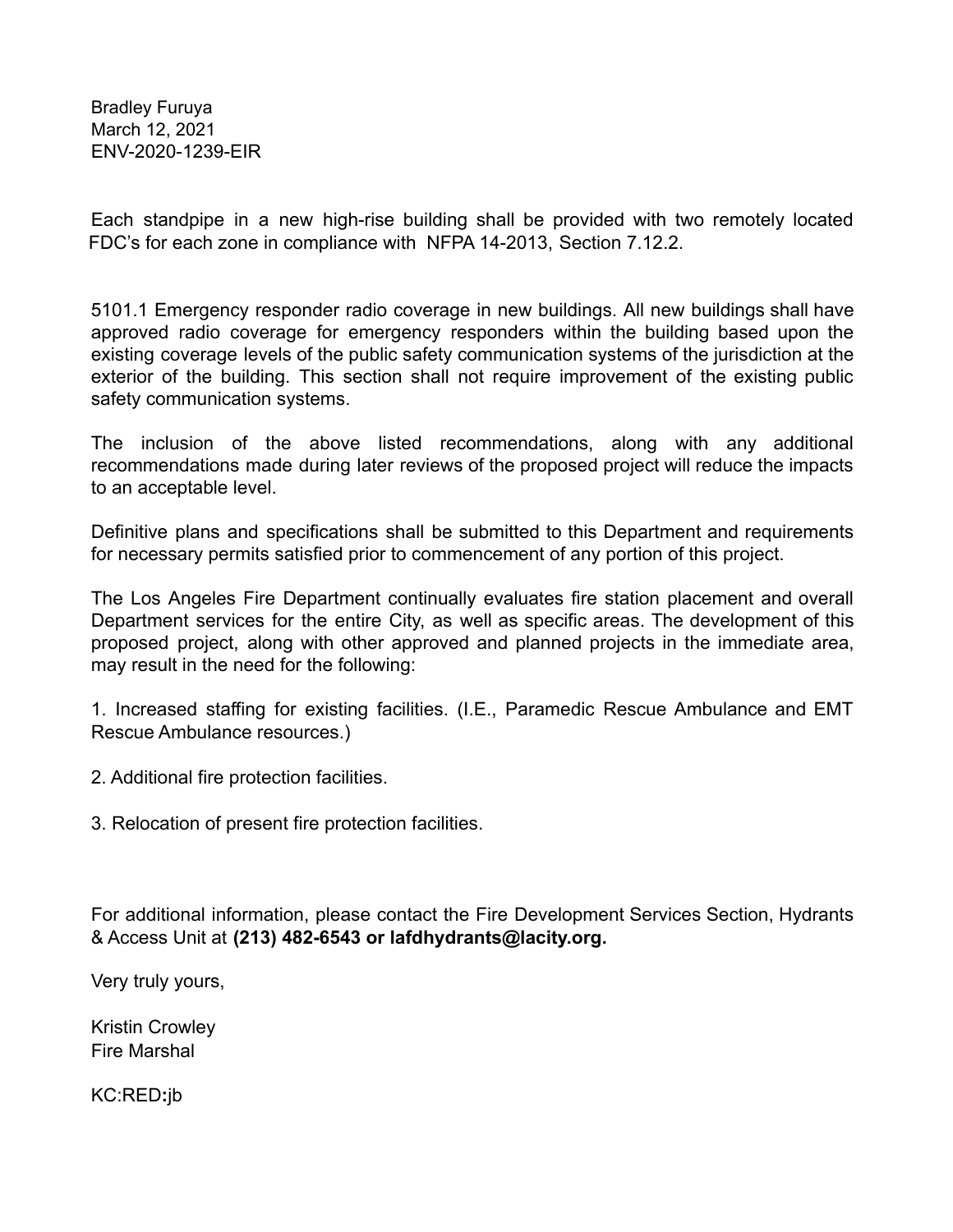Bradley Furuya  
March 12, 2021  
ENV-2020-1239-EIR

Each standpipe in a new high-rise building shall be provided with two remotely located FDC's for each zone in compliance with NFPA 14-2013, Section 7.12.2.

5101.1 Emergency responder radio coverage in new buildings. All new buildings shall have approved radio coverage for emergency responders within the building based upon the existing coverage levels of the public safety communication systems of the jurisdiction at the exterior of the building. This section shall not require improvement of the existing public safety communication systems.

The inclusion of the above listed recommendations, along with any additional recommendations made during later reviews of the proposed project will reduce the impacts to an acceptable level.

Definitive plans and specifications shall be submitted to this Department and requirements for necessary permits satisfied prior to commencement of any portion of this project.

The Los Angeles Fire Department continually evaluates fire station placement and overall Department services for the entire City, as well as specific areas. The development of this proposed project, along with other approved and planned projects in the immediate area, may result in the need for the following:

1. Increased staffing for existing facilities. (I.E., Paramedic Rescue Ambulance and EMT Rescue Ambulance resources.)

2. Additional fire protection facilities.

3. Relocation of present fire protection facilities.

For additional information, please contact the Fire Development Services Section, Hydrants & Access Unit at **(213) 482-6543 or lafdhydrants@lacity.org.**

Very truly yours,

Kristin Crowley  
Fire Marshal

KC:RED:jb